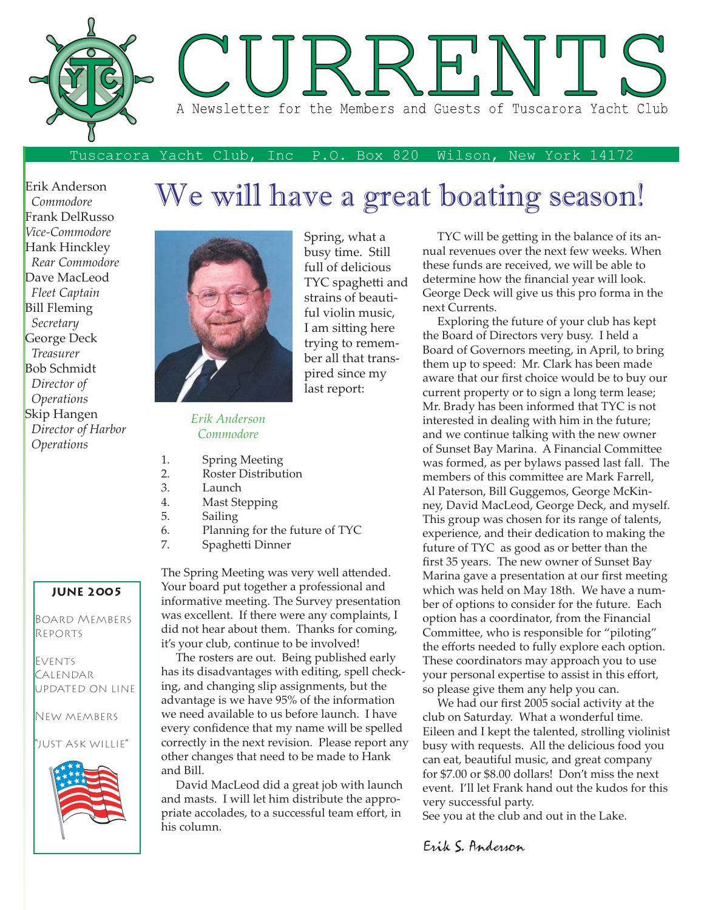# CURRENTS

A Newsletter for the Members and Guests of Tuscarora Yacht Club

Tuscarora Yacht Club, Inc P.O. Box 820 Wilson, New York 14172

Erik Anderson
*Commodore*
Frank DelRusso
*Vice-Commodore*
Hank Hinckley
*Rear Commodore*
Dave MacLeod
*Fleet Captain*
Bill Fleming
*Secretary*
George Deck
*Treasurer*
Bob Schmidt
*Director of Operations*
Skip Hangen
*Director of Harbor Operations*

**JUNE 2005**

Board Members Reports

Events Calendar updated on line

New members

"Just Ask Willie"

## We will have a great boating season!

*Erik Anderson*
*Commodore*

Spring, what a busy time. Still full of delicious TYC spaghetti and strains of beautiful violin music, I am sitting here trying to remember all that transpired since my last report:

1. Spring Meeting
2. Roster Distribution
3. Launch
4. Mast Stepping
5. Sailing
6. Planning for the future of TYC
7. Spaghetti Dinner

The Spring Meeting was very well attended. Your board put together a professional and informative meeting. The Survey presentation was excellent. If there were any complaints, I did not hear about them. Thanks for coming, it's your club, continue to be involved!

The rosters are out. Being published early has its disadvantages with editing, spell checking, and changing slip assignments, but the advantage is we have 95% of the information we need available to us before launch. I have every confidence that my name will be spelled correctly in the next revision. Please report any other changes that need to be made to Hank and Bill.

David MacLeod did a great job with launch and masts. I will let him distribute the appropriate accolades, to a successful team effort, in his column.

TYC will be getting in the balance of its annual revenues over the next few weeks. When these funds are received, we will be able to determine how the financial year will look. George Deck will give us this pro forma in the next Currents.

Exploring the future of your club has kept the Board of Directors very busy. I held a Board of Governors meeting, in April, to bring them up to speed: Mr. Clark has been made aware that our first choice would be to buy our current property or to sign a long term lease; Mr. Brady has been informed that TYC is not interested in dealing with him in the future; and we continue talking with the new owner of Sunset Bay Marina. A Financial Committee was formed, as per bylaws passed last fall. The members of this committee are Mark Farrell, Al Paterson, Bill Guggemos, George McKinney, David MacLeod, George Deck, and myself. This group was chosen for its range of talents, experience, and their dedication to making the future of TYC as good as or better than the first 35 years. The new owner of Sunset Bay Marina gave a presentation at our first meeting which was held on May 18th. We have a number of options to consider for the future. Each option has a coordinator, from the Financial Committee, who is responsible for "piloting" the efforts needed to fully explore each option. These coordinators may approach you to use your personal expertise to assist in this effort, so please give them any help you can.

We had our first 2005 social activity at the club on Saturday. What a wonderful time. Eileen and I kept the talented, strolling violinist busy with requests. All the delicious food you can eat, beautiful music, and great company for $7.00 or $8.00 dollars! Don't miss the next event. I'll let Frank hand out the kudos for this very successful party.

See you at the club and out in the Lake.

*Erik S. Anderson*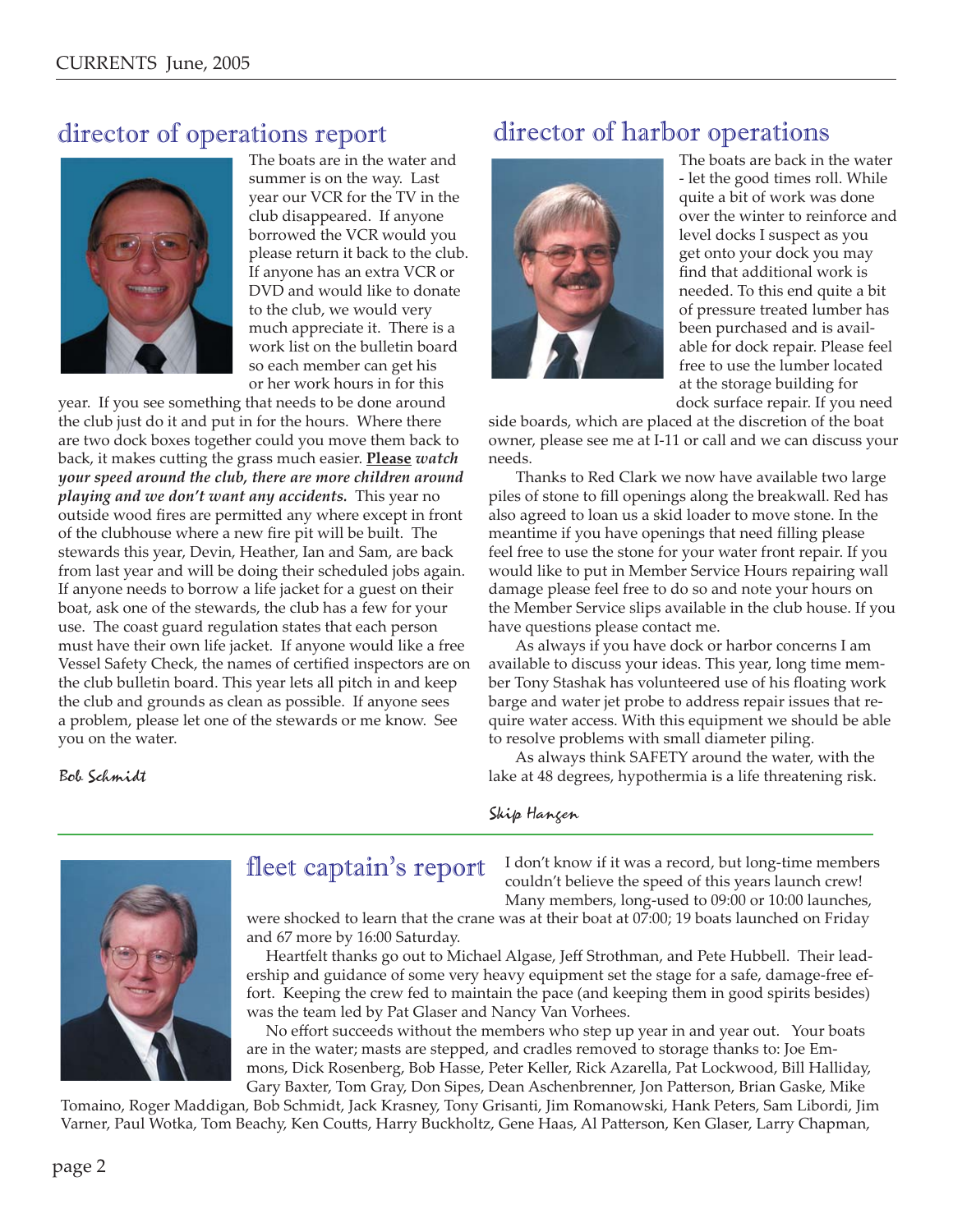## director of operations report

The boats are in the water and summer is on the way. Last year our VCR for the TV in the club disappeared. If anyone borrowed the VCR would you please return it back to the club. If anyone has an extra VCR or DVD and would like to donate to the club, we would very much appreciate it. There is a work list on the bulletin board so each member can get his or her work hours in for this year. If you see something that needs to be done around the club just do it and put in for the hours. Where there are two dock boxes together could you move them back to back, it makes cutting the grass much easier. ***Please** watch your speed around the club, there are more children around playing and we don't want any accidents.* This year no outside wood fires are permitted any where except in front of the clubhouse where a new fire pit will be built. The stewards this year, Devin, Heather, Ian and Sam, are back from last year and will be doing their scheduled jobs again. If anyone needs to borrow a life jacket for a guest on their boat, ask one of the stewards, the club has a few for your use. The coast guard regulation states that each person must have their own life jacket. If anyone would like a free Vessel Safety Check, the names of certified inspectors are on the club bulletin board. This year lets all pitch in and keep the club and grounds as clean as possible. If anyone sees a problem, please let one of the stewards or me know. See you on the water.

Bob Schmidt

## director of harbor operations

The boats are back in the water - let the good times roll. While quite a bit of work was done over the winter to reinforce and level docks I suspect as you get onto your dock you may find that additional work is needed. To this end quite a bit of pressure treated lumber has been purchased and is available for dock repair. Please feel free to use the lumber located at the storage building for dock surface repair. If you need side boards, which are placed at the discretion of the boat owner, please see me at I-11 or call and we can discuss your needs.

Thanks to Red Clark we now have available two large piles of stone to fill openings along the breakwall. Red has also agreed to loan us a skid loader to move stone. In the meantime if you have openings that need filling please feel free to use the stone for your water front repair. If you would like to put in Member Service Hours repairing wall damage please feel free to do so and note your hours on the Member Service slips available in the club house. If you have questions please contact me.

As always if you have dock or harbor concerns I am available to discuss your ideas. This year, long time member Tony Stashak has volunteered use of his floating work barge and water jet probe to address repair issues that require water access. With this equipment we should be able to resolve problems with small diameter piling.

As always think SAFETY around the water, with the lake at 48 degrees, hypothermia is a life threatening risk.

Skip Hansen

## fleet captain's report

I don't know if it was a record, but long-time members couldn't believe the speed of this years launch crew! Many members, long-used to 09:00 or 10:00 launches, were shocked to learn that the crane was at their boat at 07:00; 19 boats launched on Friday and 67 more by 16:00 Saturday.

Heartfelt thanks go out to Michael Algase, Jeff Strothman, and Pete Hubbell. Their leadership and guidance of some very heavy equipment set the stage for a safe, damage-free effort. Keeping the crew fed to maintain the pace (and keeping them in good spirits besides) was the team led by Pat Glaser and Nancy Van Vorhees.

No effort succeeds without the members who step up year in and year out. Your boats are in the water; masts are stepped, and cradles removed to storage thanks to: Joe Emmons, Dick Rosenberg, Bob Hasse, Peter Keller, Rick Azarella, Pat Lockwood, Bill Halliday, Gary Baxter, Tom Gray, Don Sipes, Dean Aschenbrenner, Jon Patterson, Brian Gaske, Mike Tomaino, Roger Maddigan, Bob Schmidt, Jack Krasney, Tony Grisanti, Jim Romanowski, Hank Peters, Sam Libordi, Jim Varner, Paul Wotka, Tom Beachy, Ken Coutts, Harry Buckholtz, Gene Haas, Al Patterson, Ken Glaser, Larry Chapman,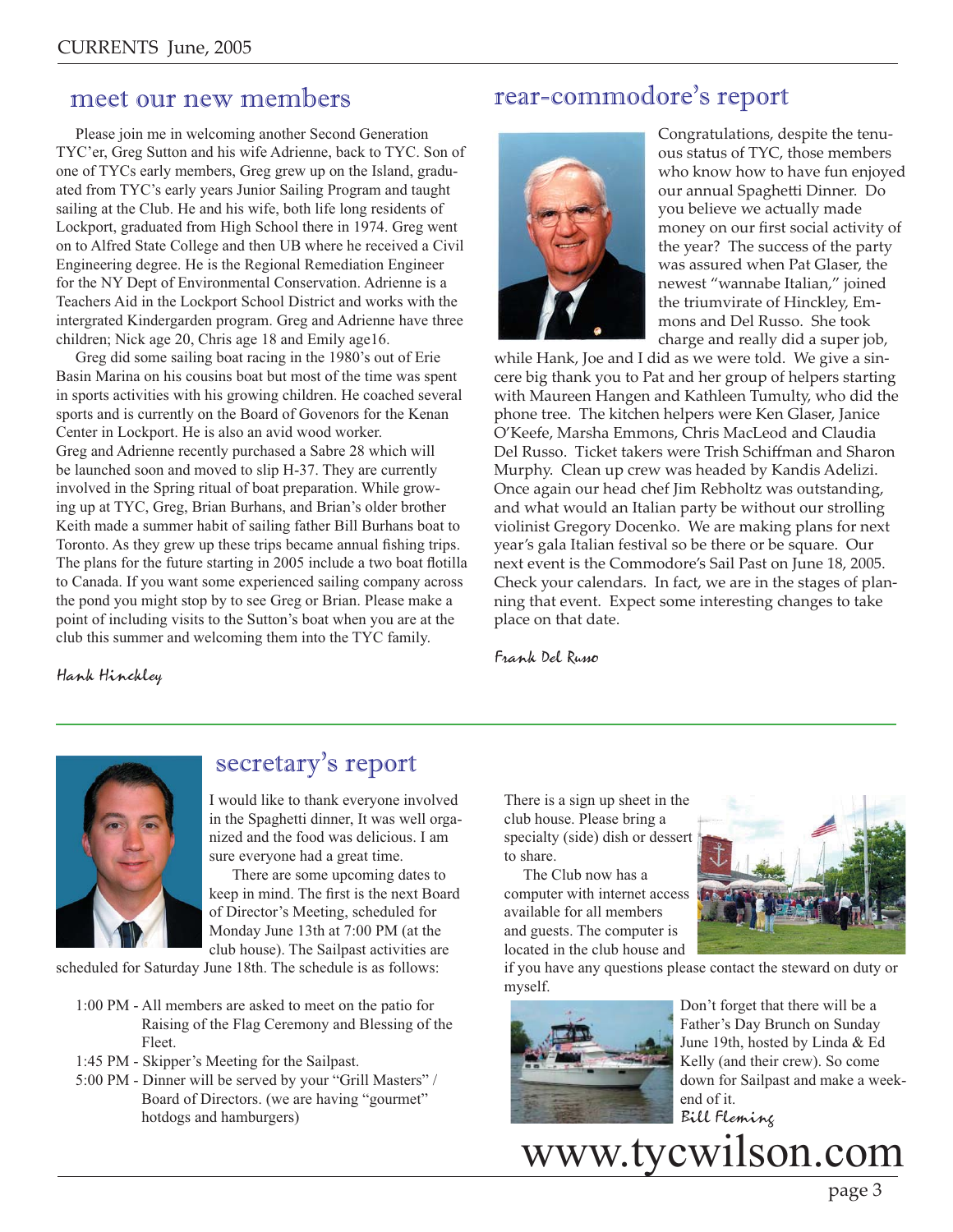## meet our new members

Please join me in welcoming another Second Generation TYC'er, Greg Sutton and his wife Adrienne, back to TYC. Son of one of TYCs early members, Greg grew up on the Island, graduated from TYC's early years Junior Sailing Program and taught sailing at the Club. He and his wife, both life long residents of Lockport, graduated from High School there in 1974. Greg went on to Alfred State College and then UB where he received a Civil Engineering degree. He is the Regional Remediation Engineer for the NY Dept of Environmental Conservation. Adrienne is a Teachers Aid in the Lockport School District and works with the intergrated Kindergarden program. Greg and Adrienne have three children; Nick age 20, Chris age 18 and Emily age16.

Greg did some sailing boat racing in the 1980's out of Erie Basin Marina on his cousins boat but most of the time was spent in sports activities with his growing children. He coached several sports and is currently on the Board of Govenors for the Kenan Center in Lockport. He is also an avid wood worker.

Greg and Adrienne recently purchased a Sabre 28 which will be launched soon and moved to slip H-37. They are currently involved in the Spring ritual of boat preparation. While growing up at TYC, Greg, Brian Burhans, and Brian's older brother Keith made a summer habit of sailing father Bill Burhans boat to Toronto. As they grew up these trips became annual fishing trips. The plans for the future starting in 2005 include a two boat flotilla to Canada. If you want some experienced sailing company across the pond you might stop by to see Greg or Brian. Please make a point of including visits to the Sutton's boat when you are at the club this summer and welcoming them into the TYC family.

*Hank Hinckley*

## rear-commodore's report

Congratulations, despite the tenuous status of TYC, those members who know how to have fun enjoyed our annual Spaghetti Dinner. Do you believe we actually made money on our first social activity of the year? The success of the party was assured when Pat Glaser, the newest "wannabe Italian," joined the triumvirate of Hinckley, Emmons and Del Russo. She took charge and really did a super job, while Hank, Joe and I did as we were told. We give a sincere big thank you to Pat and her group of helpers starting with Maureen Hangen and Kathleen Tumulty, who did the phone tree. The kitchen helpers were Ken Glaser, Janice O'Keefe, Marsha Emmons, Chris MacLeod and Claudia Del Russo. Ticket takers were Trish Schiffman and Sharon Murphy. Clean up crew was headed by Kandis Adelizi. Once again our head chef Jim Rebholtz was outstanding, and what would an Italian party be without our strolling violinist Gregory Docenko. We are making plans for next year's gala Italian festival so be there or be square. Our next event is the Commodore's Sail Past on June 18, 2005. Check your calendars. In fact, we are in the stages of planning that event. Expect some interesting changes to take place on that date.

*Frank Del Russo*

## secretary's report

I would like to thank everyone involved in the Spaghetti dinner, It was well organized and the food was delicious. I am sure everyone had a great time.

There are some upcoming dates to keep in mind. The first is the next Board of Director's Meeting, scheduled for Monday June 13th at 7:00 PM (at the club house). The Sailpast activities are scheduled for Saturday June 18th. The schedule is as follows:

- 1:00 PM - All members are asked to meet on the patio for Raising of the Flag Ceremony and Blessing of the Fleet.
- 1:45 PM - Skipper's Meeting for the Sailpast.
- 5:00 PM - Dinner will be served by your "Grill Masters" / Board of Directors. (we are having "gourmet" hotdogs and hamburgers)

There is a sign up sheet in the club house. Please bring a specialty (side) dish or dessert to share.

The Club now has a computer with internet access available for all members and guests. The computer is located in the club house and if you have any questions please contact the steward on duty or myself.

Don't forget that there will be a Father's Day Brunch on Sunday June 19th, hosted by Linda & Ed Kelly (and their crew). So come down for Sailpast and make a weekend of it.

*Bill Fleming*

www.tycwilson.com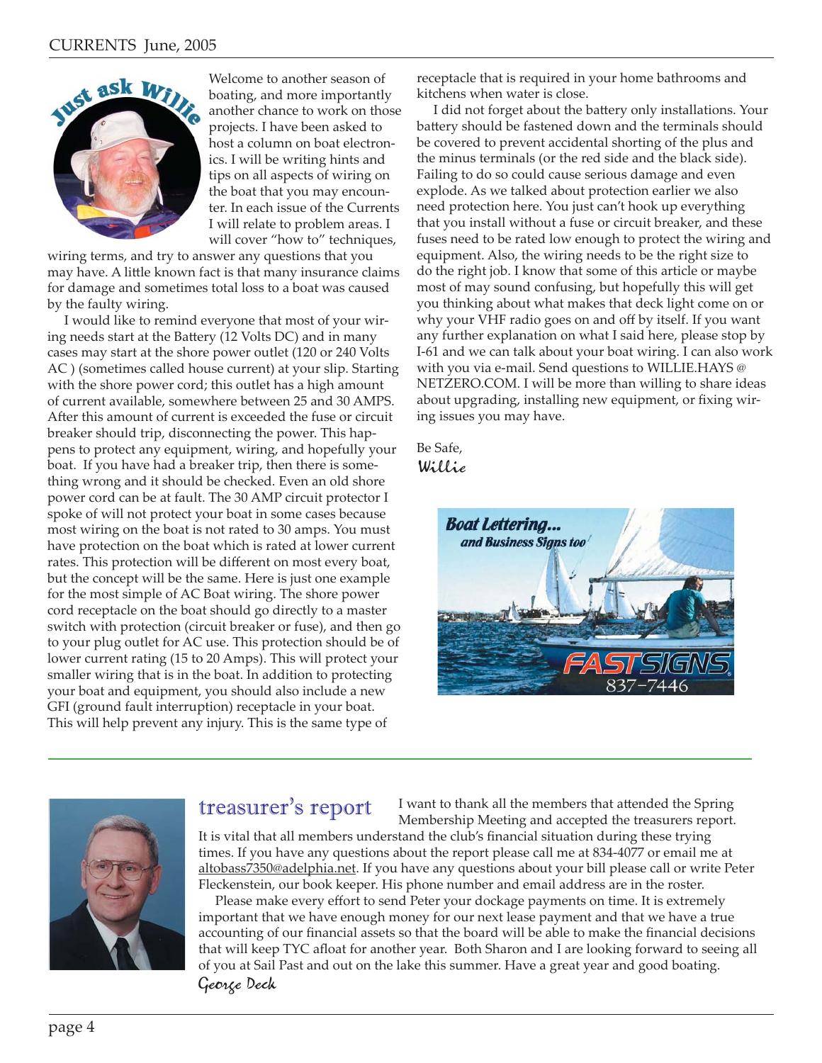## Just ask Willie

Welcome to another season of boating, and more importantly another chance to work on those projects. I have been asked to host a column on boat electronics. I will be writing hints and tips on all aspects of wiring on the boat that you may encounter. In each issue of the Currents I will relate to problem areas. I will cover "how to" techniques, wiring terms, and try to answer any questions that you may have. A little known fact is that many insurance claims for damage and sometimes total loss to a boat was caused by the faulty wiring.

I would like to remind everyone that most of your wiring needs start at the Battery (12 Volts DC) and in many cases may start at the shore power outlet (120 or 240 Volts AC ) (sometimes called house current) at your slip. Starting with the shore power cord; this outlet has a high amount of current available, somewhere between 25 and 30 AMPS. After this amount of current is exceeded the fuse or circuit breaker should trip, disconnecting the power. This happens to protect any equipment, wiring, and hopefully your boat. If you have had a breaker trip, then there is something wrong and it should be checked. Even an old shore power cord can be at fault. The 30 AMP circuit protector I spoke of will not protect your boat in some cases because most wiring on the boat is not rated to 30 amps. You must have protection on the boat which is rated at lower current rates. This protection will be different on most every boat, but the concept will be the same. Here is just one example for the most simple of AC Boat wiring. The shore power cord receptacle on the boat should go directly to a master switch with protection (circuit breaker or fuse), and then go to your plug outlet for AC use. This protection should be of lower current rating (15 to 20 Amps). This will protect your smaller wiring that is in the boat. In addition to protecting your boat and equipment, you should also include a new GFI (ground fault interruption) receptacle in your boat. This will help prevent any injury. This is the same type of receptacle that is required in your home bathrooms and kitchens when water is close.

I did not forget about the battery only installations. Your battery should be fastened down and the terminals should be covered to prevent accidental shorting of the plus and the minus terminals (or the red side and the black side). Failing to do so could cause serious damage and even explode. As we talked about protection earlier we also need protection here. You just can't hook up everything that you install without a fuse or circuit breaker, and these fuses need to be rated low enough to protect the wiring and equipment. Also, the wiring needs to be the right size to do the right job. I know that some of this article or maybe most of may sound confusing, but hopefully this will get you thinking about what makes that deck light come on or why your VHF radio goes on and off by itself. If you want any further explanation on what I said here, please stop by I-61 and we can talk about your boat wiring. I can also work with you via e-mail. Send questions to WILLIE.HAYS @ NETZERO.COM. I will be more than willing to share ideas about upgrading, installing new equipment, or fixing wiring issues you may have.

Be Safe,
Willie

**Boat Lettering...**
***and Business Signs too***
FASTSIGNS
837-7446

---

## treasurer's report

I want to thank all the members that attended the Spring Membership Meeting and accepted the treasurers report. It is vital that all members understand the club's financial situation during these trying times. If you have any questions about the report please call me at 834-4077 or email me at altobass7350@adelphia.net. If you have any questions about your bill please call or write Peter Fleckenstein, our book keeper. His phone number and email address are in the roster.

Please make every effort to send Peter your dockage payments on time. It is extremely important that we have enough money for our next lease payment and that we have a true accounting of our financial assets so that the board will be able to make the financial decisions that will keep TYC afloat for another year. Both Sharon and I are looking forward to seeing all of you at Sail Past and out on the lake this summer. Have a great year and good boating.

George Deck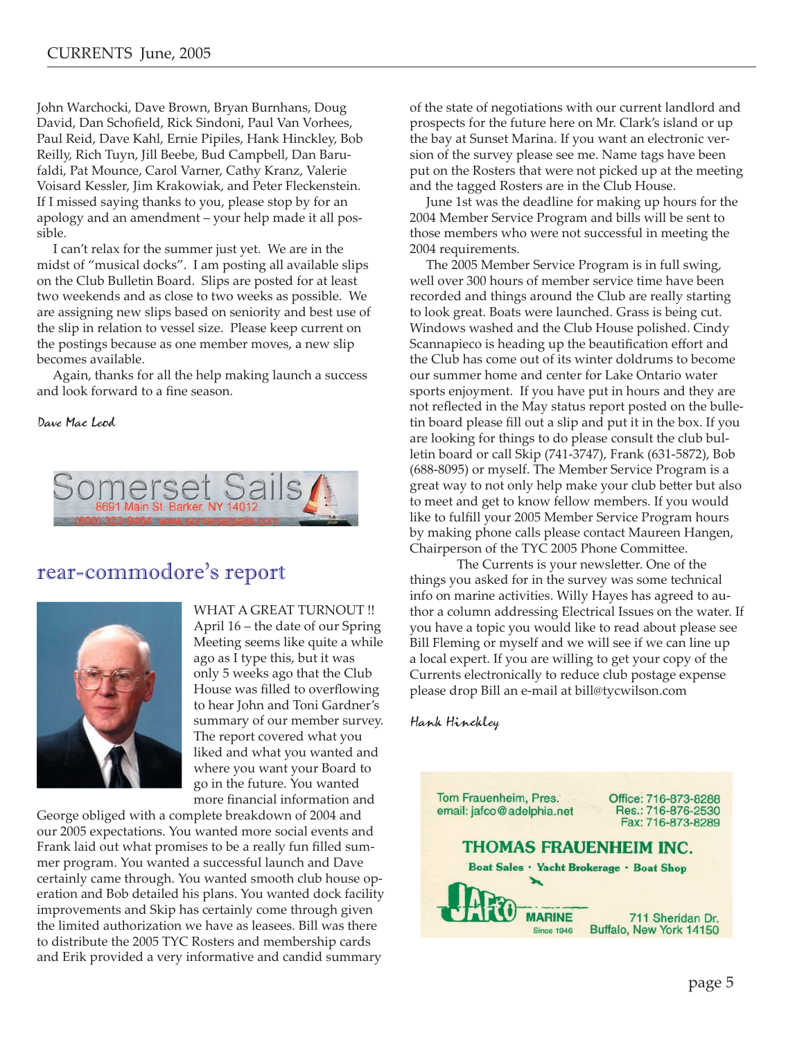John Warchocki, Dave Brown, Bryan Burnhans, Doug David, Dan Schofield, Rick Sindoni, Paul Van Vorhees, Paul Reid, Dave Kahl, Ernie Pipiles, Hank Hinckley, Bob Reilly, Rich Tuyn, Jill Beebe, Bud Campbell, Dan Barufaldi, Pat Mounce, Carol Varner, Cathy Kranz, Valerie Voisard Kessler, Jim Krakowiak, and Peter Fleckenstein. If I missed saying thanks to you, please stop by for an apology and an amendment – your help made it all possible.

I can't relax for the summer just yet. We are in the midst of "musical docks". I am posting all available slips on the Club Bulletin Board. Slips are posted for at least two weekends and as close to two weeks as possible. We are assigning new slips based on seniority and best use of the slip in relation to vessel size. Please keep current on the postings because as one member moves, a new slip becomes available.

Again, thanks for all the help making launch a success and look forward to a fine season.

*Dave Mac Leod*

Somerset Sails
8691 Main St. Barker, NY 14012
(800) 323-9464 www.somersetsails.com

## rear-commodore's report

WHAT A GREAT TURNOUT !! April 16 – the date of our Spring Meeting seems like quite a while ago as I type this, but it was only 5 weeks ago that the Club House was filled to overflowing to hear John and Toni Gardner's summary of our member survey. The report covered what you liked and what you wanted and where you want your Board to go in the future. You wanted more financial information and George obliged with a complete breakdown of 2004 and our 2005 expectations. You wanted more social events and Frank laid out what promises to be a really fun filled summer program. You wanted a successful launch and Dave certainly came through. You wanted smooth club house operation and Bob detailed his plans. You wanted dock facility improvements and Skip has certainly come through given the limited authorization we have as leasees. Bill was there to distribute the 2005 TYC Rosters and membership cards and Erik provided a very informative and candid summary of the state of negotiations with our current landlord and prospects for the future here on Mr. Clark's island or up the bay at Sunset Marina. If you want an electronic version of the survey please see me. Name tags have been put on the Rosters that were not picked up at the meeting and the tagged Rosters are in the Club House.

June 1st was the deadline for making up hours for the 2004 Member Service Program and bills will be sent to those members who were not successful in meeting the 2004 requirements.

The 2005 Member Service Program is in full swing, well over 300 hours of member service time have been recorded and things around the Club are really starting to look great. Boats were launched. Grass is being cut. Windows washed and the Club House polished. Cindy Scannapieco is heading up the beautification effort and the Club has come out of its winter doldrums to become our summer home and center for Lake Ontario water sports enjoyment. If you have put in hours and they are not reflected in the May status report posted on the bulletin board please fill out a slip and put it in the box. If you are looking for things to do please consult the club bulletin board or call Skip (741-3747), Frank (631-5872), Bob (688-8095) or myself. The Member Service Program is a great way to not only help make your club better but also to meet and get to know fellow members. If you would like to fulfill your 2005 Member Service Program hours by making phone calls please contact Maureen Hangen, Chairperson of the TYC 2005 Phone Committee.

The Currents is your newsletter. One of the things you asked for in the survey was some technical info on marine activities. Willy Hayes has agreed to author a column addressing Electrical Issues on the water. If you have a topic you would like to read about please see Bill Fleming or myself and we will see if we can line up a local expert. If you are willing to get your copy of the Currents electronically to reduce club postage expense please drop Bill an e-mail at bill@tycwilson.com

*Hank Hinckley*

Tom Frauenheim, Pres.
email: jafco@adelphia.net

Office: 716-873-8288
Res.: 716-876-2530
Fax: 716-873-8289

**THOMAS FRAUENHEIM INC.**
**Boat Sales · Yacht Brokerage · Boat Shop**

JAFCO MARINE
Since 1946

711 Sheridan Dr.
Buffalo, New York 14150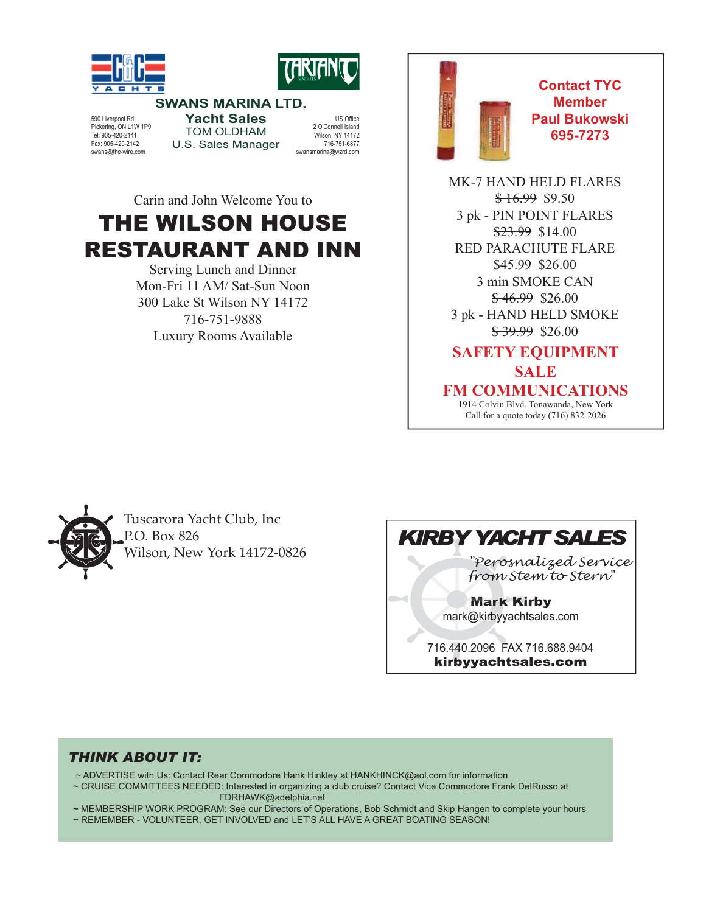**SWANS MARINA LTD.**

590 Liverpool Rd.
Pickering, ON L1W 1P9
Tel: 905-420-2141
Fax: 905-420-2142
swans@the-wire.com

**Yacht Sales**
TOM OLDHAM
U.S. Sales Manager

US Office
2 O'Connell Island
Wilson, NY 14172
716-751-6877
swansmarina@wzrd.com

Contact TYC Member
Paul Bukowski
695-7273

MK-7 HAND HELD FLARES
~~$ 16.99~~ $9.50

3 pk - PIN POINT FLARES
~~$23.99~~ $14.00

RED PARACHUTE FLARE
~~$45.99~~ $26.00

3 min SMOKE CAN
~~$ 46.99~~ $26.00

3 pk - HAND HELD SMOKE
~~$ 39.99~~ $26.00

**SAFETY EQUIPMENT SALE**

**FM COMMUNICATIONS**

1914 Colvin Blvd. Tonawanda, New York
Call for a quote today (716) 832-2026

Carin and John Welcome You to

# THE WILSON HOUSE RESTAURANT AND INN

Serving Lunch and Dinner
Mon-Fri 11 AM/ Sat-Sun Noon
300 Lake St Wilson NY 14172
716-751-9888
Luxury Rooms Available

Tuscarora Yacht Club, Inc
P.O. Box 826
Wilson, New York 14172-0826

## KIRBY YACHT SALES

"Perosnalized Service from Stem to Stern"

**Mark Kirby**
mark@kirbyyachtsales.com

716.440.2096 FAX 716.688.9404
**kirbyyachtsales.com**

### THINK ABOUT IT:

~ ADVERTISE with Us: Contact Rear Commodore Hank Hinkley at HANKHINCK@aol.com for information
~ CRUISE COMMITTEES NEEDED: Interested in organizing a club cruise? Contact Vice Commodore Frank DelRusso at FDRHAWK@adelphia.net
~ MEMBERSHIP WORK PROGRAM: See our Directors of Operations, Bob Schmidt and Skip Hangen to complete your hours
~ REMEMBER - VOLUNTEER, GET INVOLVED and LET'S ALL HAVE A GREAT BOATING SEASON!